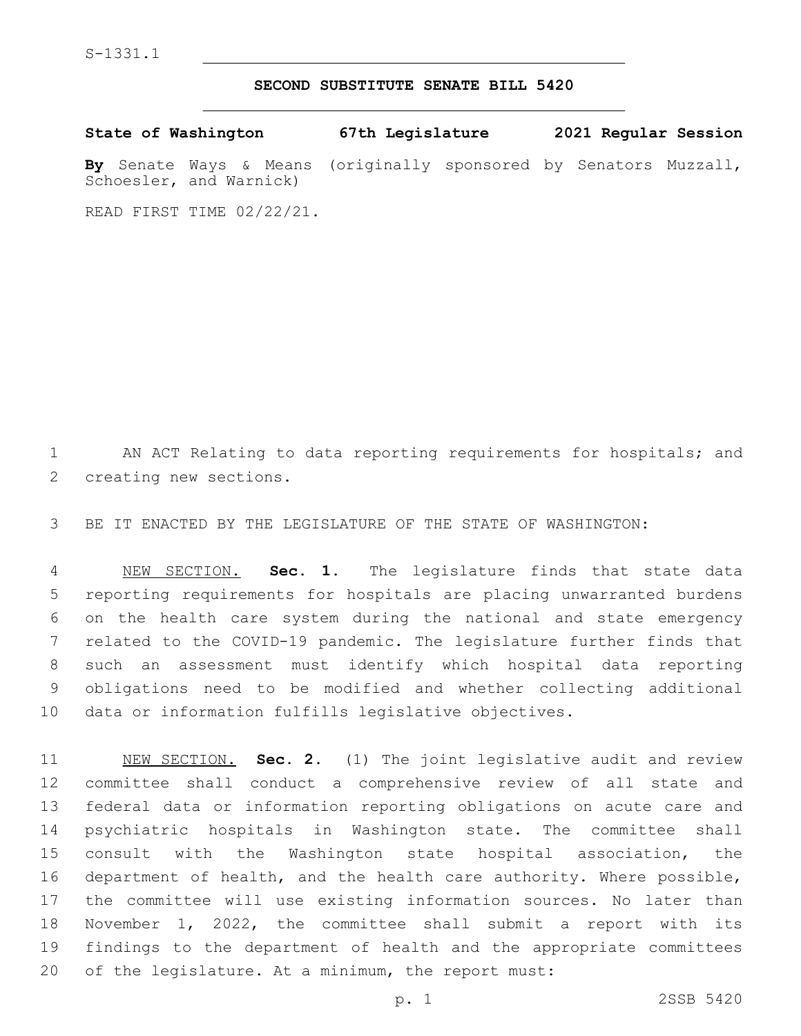S-1331.1

# SECOND SUBSTITUTE SENATE BILL 5420

**State of Washington 67th Legislature 2021 Regular Session**

**By** Senate Ways & Means (originally sponsored by Senators Muzzall, Schoesler, and Warnick)

READ FIRST TIME 02/22/21.

AN ACT Relating to data reporting requirements for hospitals; and creating new sections.

BE IT ENACTED BY THE LEGISLATURE OF THE STATE OF WASHINGTON:

NEW SECTION. **Sec. 1.** The legislature finds that state data reporting requirements for hospitals are placing unwarranted burdens on the health care system during the national and state emergency related to the COVID-19 pandemic. The legislature further finds that such an assessment must identify which hospital data reporting obligations need to be modified and whether collecting additional data or information fulfills legislative objectives.

NEW SECTION. **Sec. 2.** (1) The joint legislative audit and review committee shall conduct a comprehensive review of all state and federal data or information reporting obligations on acute care and psychiatric hospitals in Washington state. The committee shall consult with the Washington state hospital association, the department of health, and the health care authority. Where possible, the committee will use existing information sources. No later than November 1, 2022, the committee shall submit a report with its findings to the department of health and the appropriate committees of the legislature. At a minimum, the report must: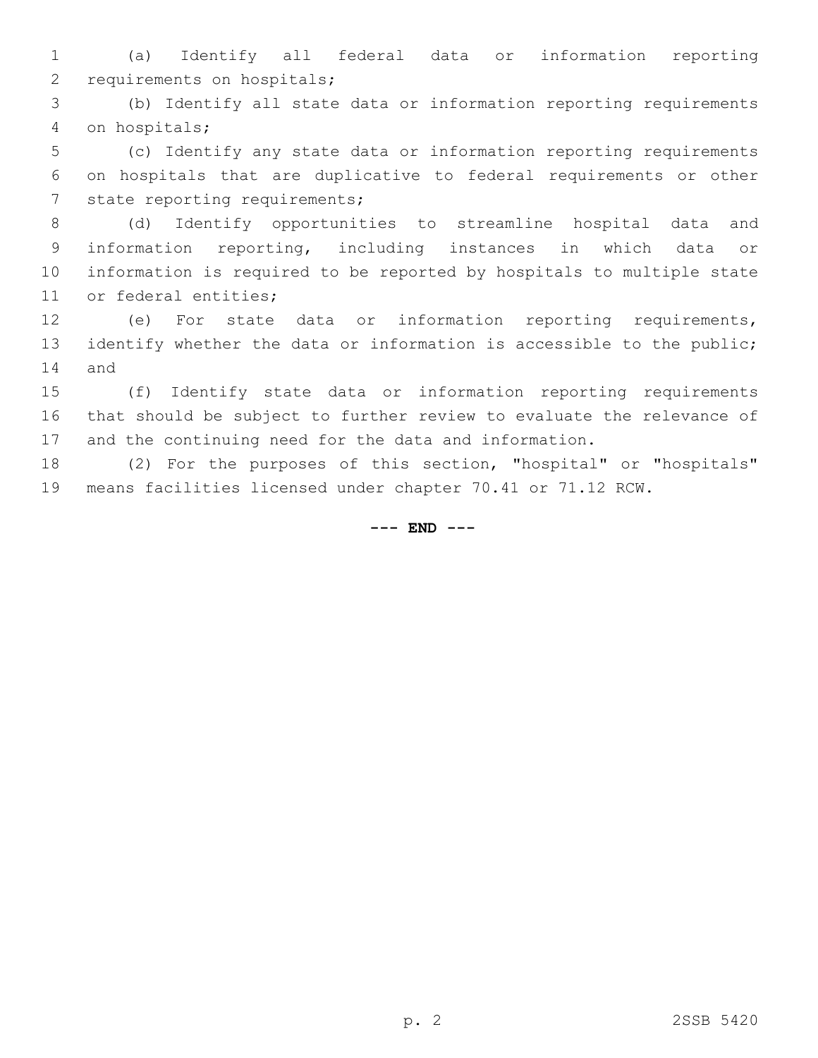(a) Identify all federal data or information reporting requirements on hospitals;

(b) Identify all state data or information reporting requirements on hospitals;

(c) Identify any state data or information reporting requirements on hospitals that are duplicative to federal requirements or other state reporting requirements;

(d) Identify opportunities to streamline hospital data and information reporting, including instances in which data or information is required to be reported by hospitals to multiple state or federal entities;

(e) For state data or information reporting requirements, identify whether the data or information is accessible to the public; and

(f) Identify state data or information reporting requirements that should be subject to further review to evaluate the relevance of and the continuing need for the data and information.

(2) For the purposes of this section, "hospital" or "hospitals" means facilities licensed under chapter 70.41 or 71.12 RCW.

**--- END ---**